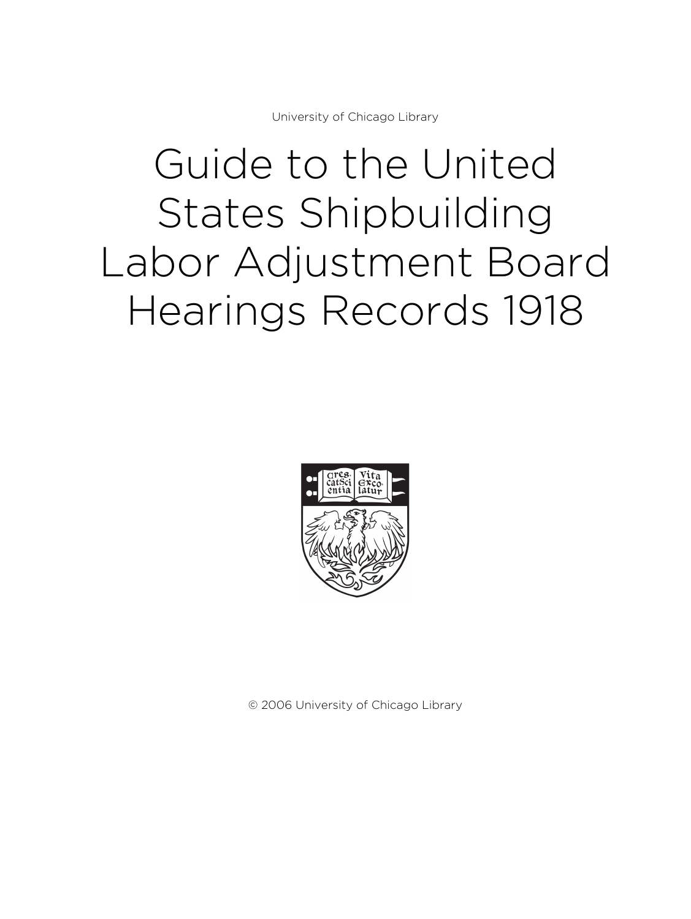University of Chicago Library

# Guide to the United States Shipbuilding Labor Adjustment Board Hearings Records 1918

© 2006 University of Chicago Library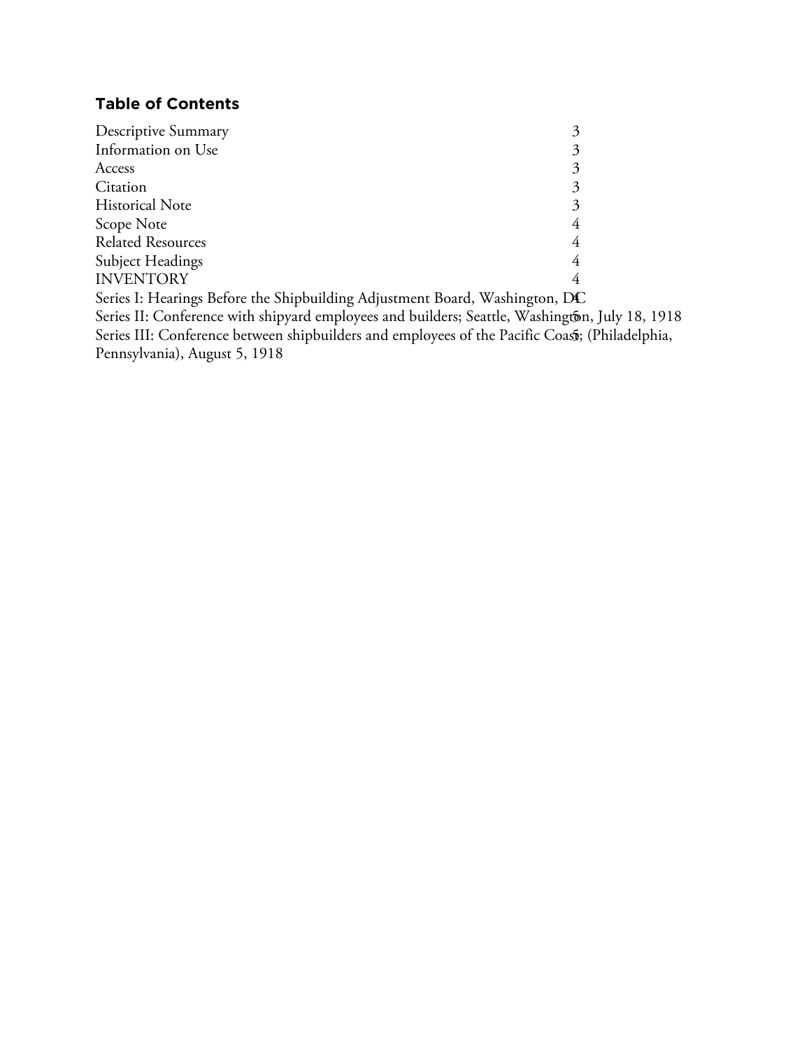## Table of Contents

| | |
|---|---|
| Descriptive Summary | 3 |
| Information on Use | 3 |
| Access | 3 |
| Citation | 3 |
| Historical Note | 3 |
| Scope Note | 4 |
| Related Resources | 4 |
| Subject Headings | 4 |
| INVENTORY | 4 |
| Series I: Hearings Before the Shipbuilding Adjustment Board, Washington, DC | 4 |
| Series II: Conference with shipyard employees and builders; Seattle, Washington, July 18, 1918 | 5 |
| Series III: Conference between shipbuilders and employees of the Pacific Coast; (Philadelphia, Pennsylvania), August 5, 1918 | 5 |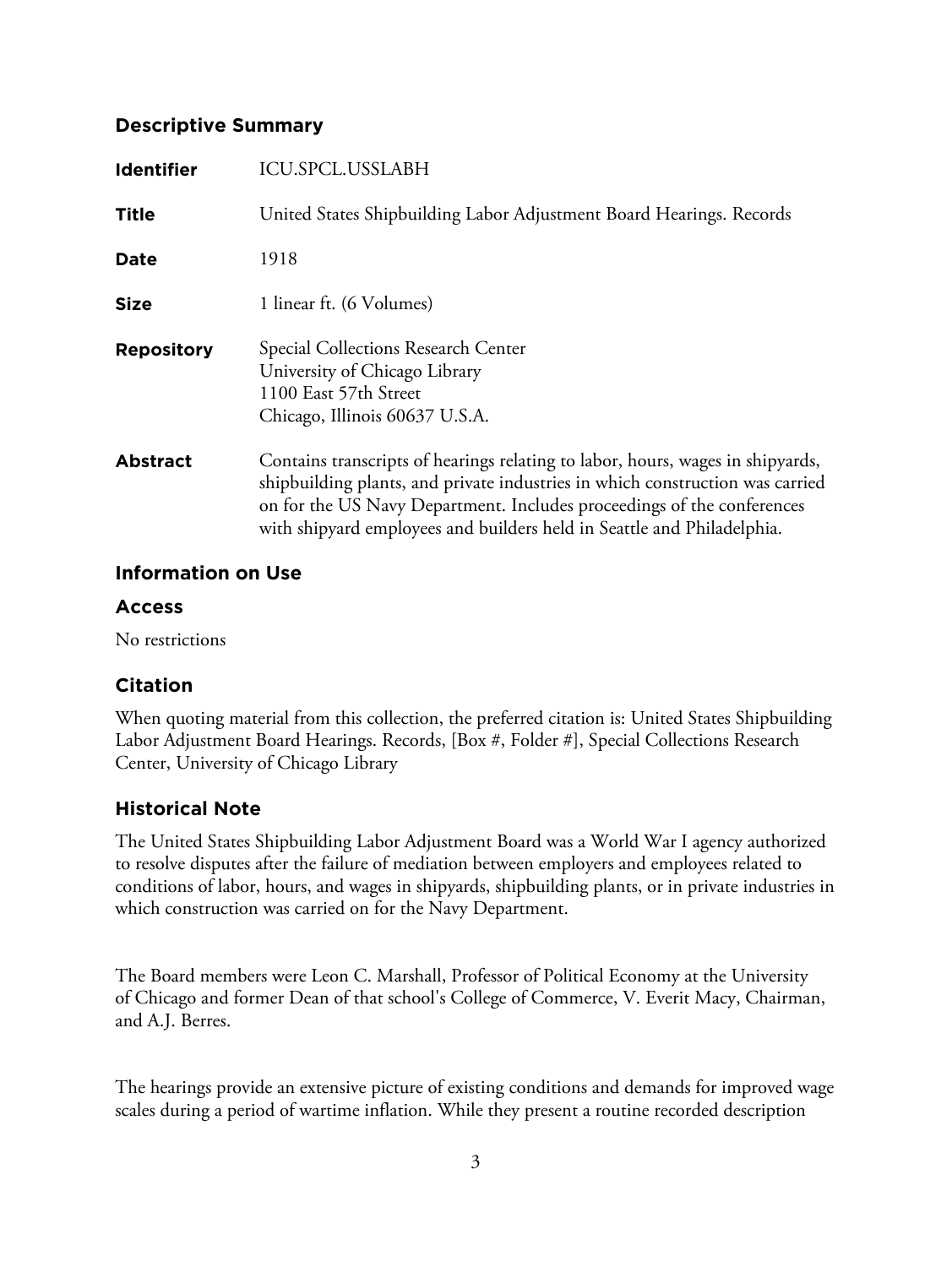## Descriptive Summary

| | |
|---|---|
| **Identifier** | ICU.SPCL.USSLABH |
| **Title** | United States Shipbuilding Labor Adjustment Board Hearings. Records |
| **Date** | 1918 |
| **Size** | 1 linear ft. (6 Volumes) |
| **Repository** | Special Collections Research Center<br>University of Chicago Library<br>1100 East 57th Street<br>Chicago, Illinois 60637 U.S.A. |
| **Abstract** | Contains transcripts of hearings relating to labor, hours, wages in shipyards, shipbuilding plants, and private industries in which construction was carried on for the US Navy Department. Includes proceedings of the conferences with shipyard employees and builders held in Seattle and Philadelphia. |

## Information on Use

### Access

No restrictions

### Citation

When quoting material from this collection, the preferred citation is: United States Shipbuilding Labor Adjustment Board Hearings. Records, [Box #, Folder #], Special Collections Research Center, University of Chicago Library

## Historical Note

The United States Shipbuilding Labor Adjustment Board was a World War I agency authorized to resolve disputes after the failure of mediation between employers and employees related to conditions of labor, hours, and wages in shipyards, shipbuilding plants, or in private industries in which construction was carried on for the Navy Department.

The Board members were Leon C. Marshall, Professor of Political Economy at the University of Chicago and former Dean of that school's College of Commerce, V. Everit Macy, Chairman, and A.J. Berres.

The hearings provide an extensive picture of existing conditions and demands for improved wage scales during a period of wartime inflation. While they present a routine recorded description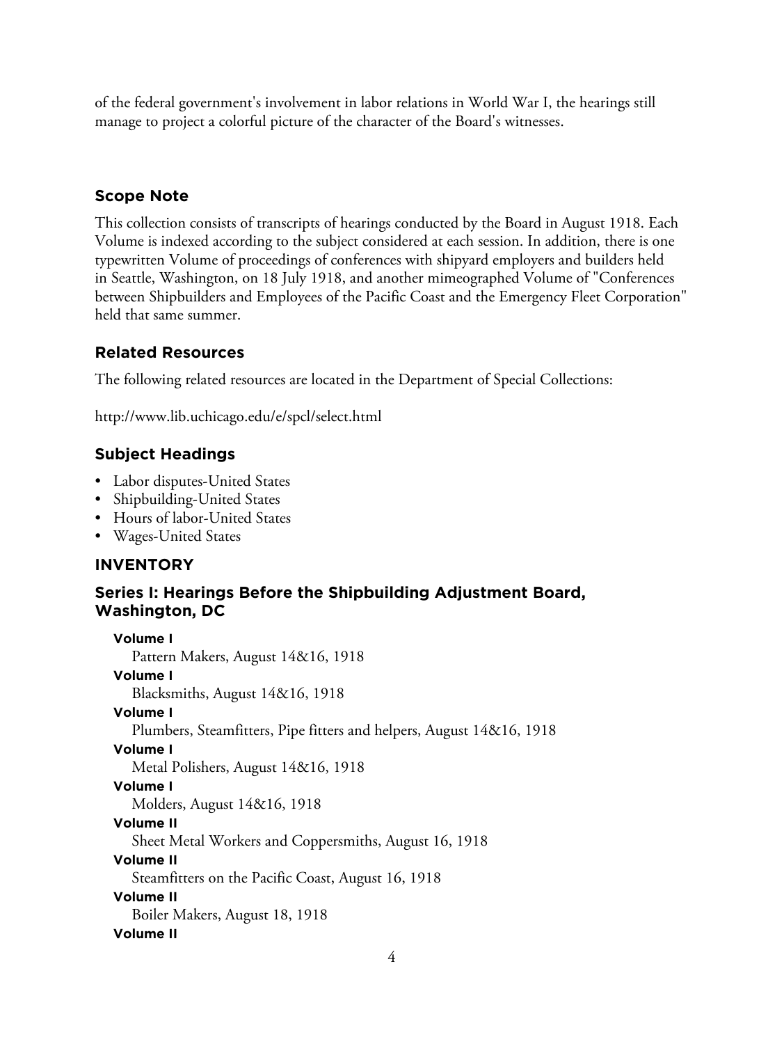of the federal government's involvement in labor relations in World War I, the hearings still manage to project a colorful picture of the character of the Board's witnesses.

## Scope Note

This collection consists of transcripts of hearings conducted by the Board in August 1918. Each Volume is indexed according to the subject considered at each session. In addition, there is one typewritten Volume of proceedings of conferences with shipyard employers and builders held in Seattle, Washington, on 18 July 1918, and another mimeographed Volume of "Conferences between Shipbuilders and Employees of the Pacific Coast and the Emergency Fleet Corporation" held that same summer.

## Related Resources

The following related resources are located in the Department of Special Collections:

http://www.lib.uchicago.edu/e/spcl/select.html

## Subject Headings

- Labor disputes-United States
- Shipbuilding-United States
- Hours of labor-United States
- Wages-United States

# INVENTORY

## Series I: Hearings Before the Shipbuilding Adjustment Board, Washington, DC

**Volume I**
Pattern Makers, August 14&16, 1918

**Volume I**
Blacksmiths, August 14&16, 1918

**Volume I**
Plumbers, Steamfitters, Pipe fitters and helpers, August 14&16, 1918

**Volume I**
Metal Polishers, August 14&16, 1918

**Volume I**
Molders, August 14&16, 1918

**Volume II**
Sheet Metal Workers and Coppersmiths, August 16, 1918

**Volume II**
Steamfitters on the Pacific Coast, August 16, 1918

**Volume II**
Boiler Makers, August 18, 1918

**Volume II**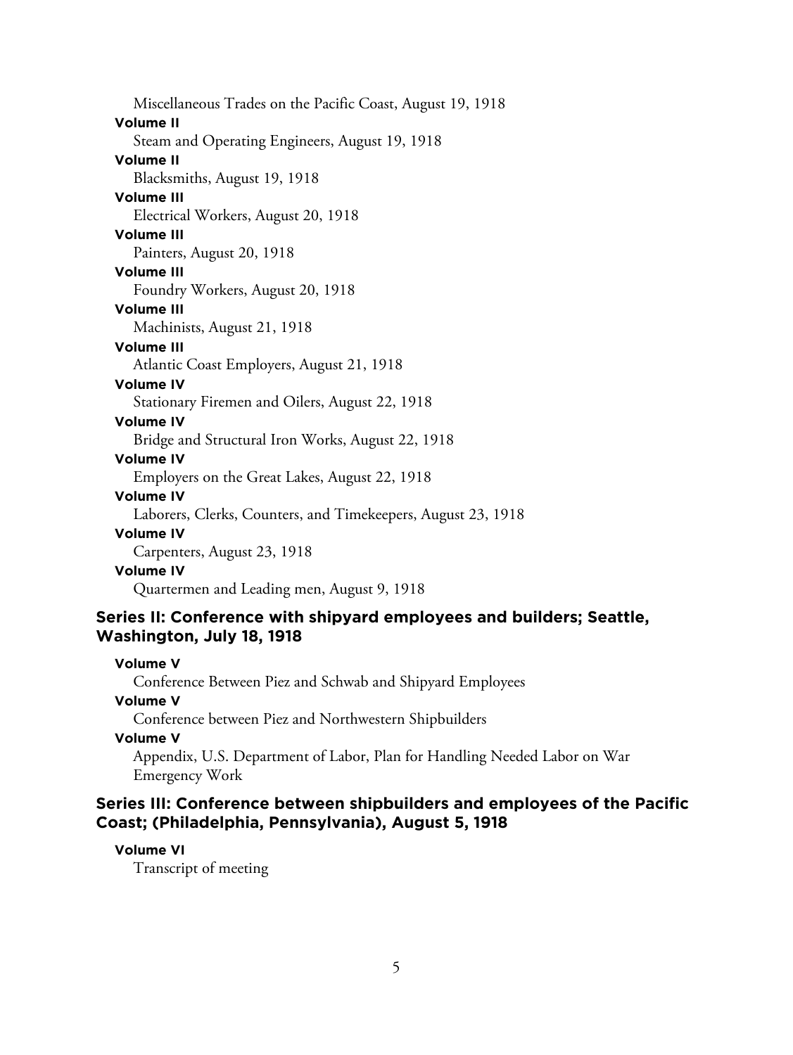Miscellaneous Trades on the Pacific Coast, August 19, 1918

**Volume II**

Steam and Operating Engineers, August 19, 1918

**Volume II**

Blacksmiths, August 19, 1918

**Volume III**

Electrical Workers, August 20, 1918

**Volume III**

Painters, August 20, 1918

**Volume III**

Foundry Workers, August 20, 1918

**Volume III**

Machinists, August 21, 1918

**Volume III**

Atlantic Coast Employers, August 21, 1918

**Volume IV**

Stationary Firemen and Oilers, August 22, 1918

**Volume IV**

Bridge and Structural Iron Works, August 22, 1918

**Volume IV**

Employers on the Great Lakes, August 22, 1918

**Volume IV**

Laborers, Clerks, Counters, and Timekeepers, August 23, 1918

**Volume IV**

Carpenters, August 23, 1918

**Volume IV**

Quartermen and Leading men, August 9, 1918

## Series II: Conference with shipyard employees and builders; Seattle, Washington, July 18, 1918

**Volume V**

Conference Between Piez and Schwab and Shipyard Employees

**Volume V**

Conference between Piez and Northwestern Shipbuilders

**Volume V**

Appendix, U.S. Department of Labor, Plan for Handling Needed Labor on War Emergency Work

## Series III: Conference between shipbuilders and employees of the Pacific Coast; (Philadelphia, Pennsylvania), August 5, 1918

**Volume VI**

Transcript of meeting